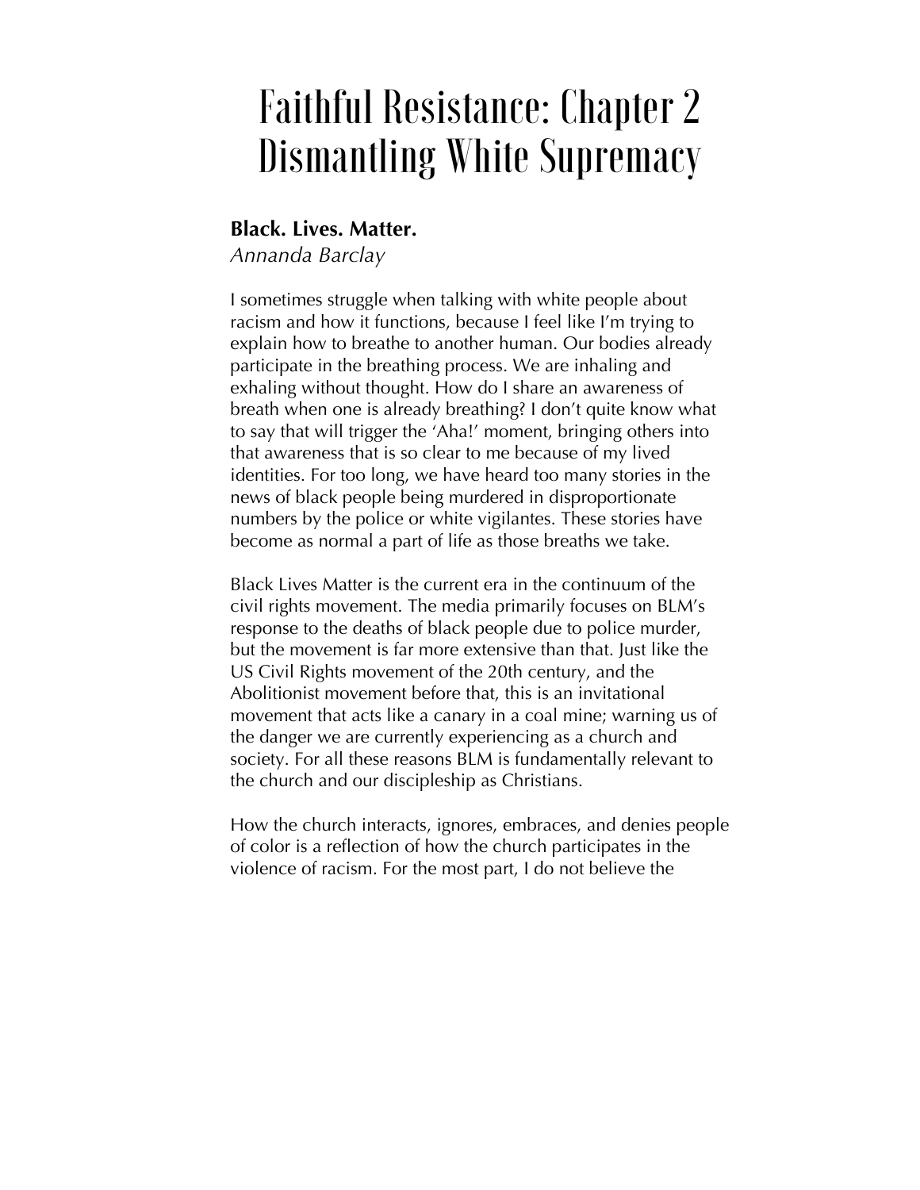# Faithful Resistance: Chapter 2 Dismantling White Supremacy

## Black. Lives. Matter.

*Annanda Barclay*

I sometimes struggle when talking with white people about racism and how it functions, because I feel like I'm trying to explain how to breathe to another human. Our bodies already participate in the breathing process. We are inhaling and exhaling without thought. How do I share an awareness of breath when one is already breathing? I don't quite know what to say that will trigger the 'Aha!' moment, bringing others into that awareness that is so clear to me because of my lived identities. For too long, we have heard too many stories in the news of black people being murdered in disproportionate numbers by the police or white vigilantes. These stories have become as normal a part of life as those breaths we take.

Black Lives Matter is the current era in the continuum of the civil rights movement. The media primarily focuses on BLM's response to the deaths of black people due to police murder, but the movement is far more extensive than that. Just like the US Civil Rights movement of the 20th century, and the Abolitionist movement before that, this is an invitational movement that acts like a canary in a coal mine; warning us of the danger we are currently experiencing as a church and society. For all these reasons BLM is fundamentally relevant to the church and our discipleship as Christians.

How the church interacts, ignores, embraces, and denies people of color is a reflection of how the church participates in the violence of racism. For the most part, I do not believe the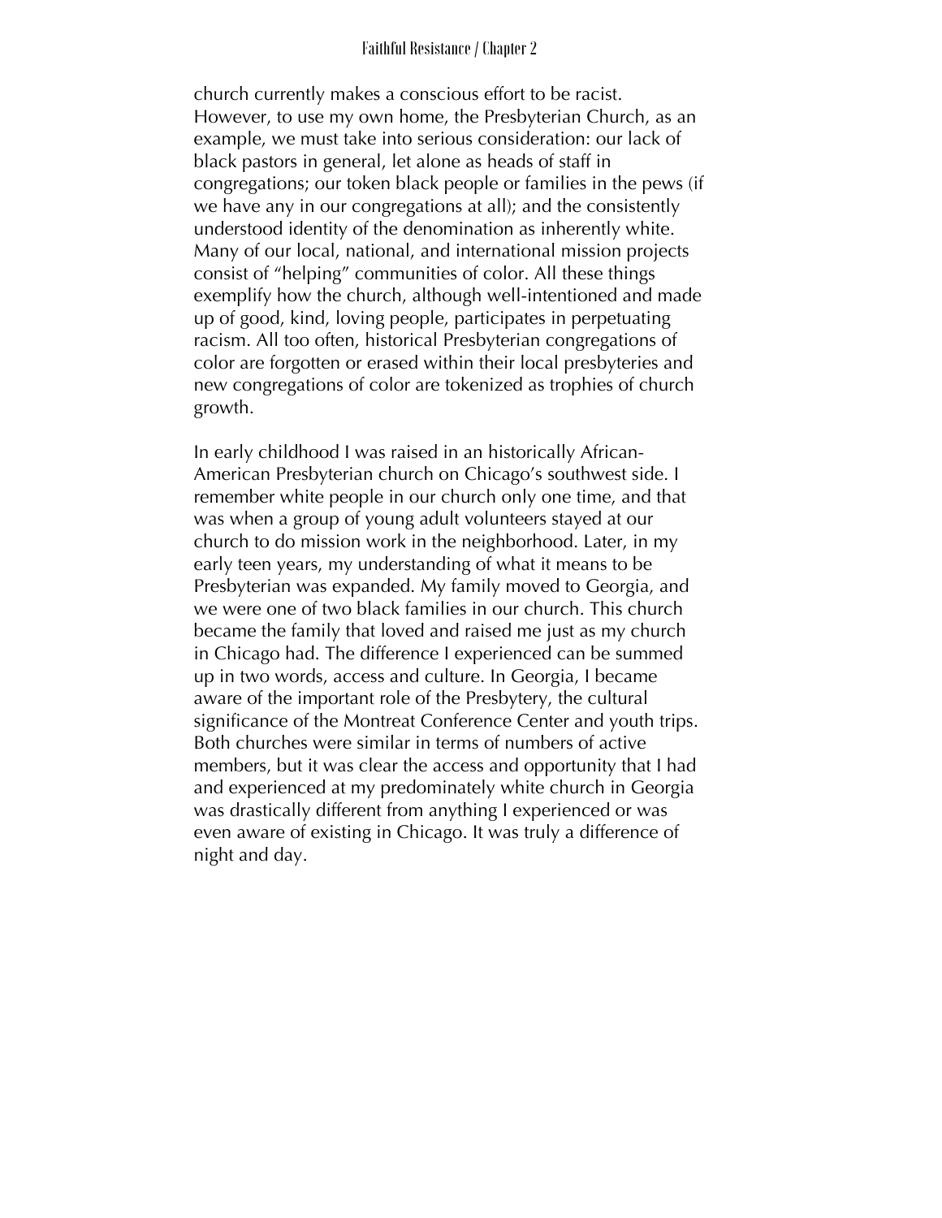church currently makes a conscious effort to be racist. However, to use my own home, the Presbyterian Church, as an example, we must take into serious consideration: our lack of black pastors in general, let alone as heads of staff in congregations; our token black people or families in the pews (if we have any in our congregations at all); and the consistently understood identity of the denomination as inherently white. Many of our local, national, and international mission projects consist of "helping" communities of color. All these things exemplify how the church, although well-intentioned and made up of good, kind, loving people, participates in perpetuating racism. All too often, historical Presbyterian congregations of color are forgotten or erased within their local presbyteries and new congregations of color are tokenized as trophies of church growth.

In early childhood I was raised in an historically African-American Presbyterian church on Chicago's southwest side. I remember white people in our church only one time, and that was when a group of young adult volunteers stayed at our church to do mission work in the neighborhood. Later, in my early teen years, my understanding of what it means to be Presbyterian was expanded. My family moved to Georgia, and we were one of two black families in our church. This church became the family that loved and raised me just as my church in Chicago had. The difference I experienced can be summed up in two words, access and culture. In Georgia, I became aware of the important role of the Presbytery, the cultural significance of the Montreat Conference Center and youth trips. Both churches were similar in terms of numbers of active members, but it was clear the access and opportunity that I had and experienced at my predominately white church in Georgia was drastically different from anything I experienced or was even aware of existing in Chicago. It was truly a difference of night and day.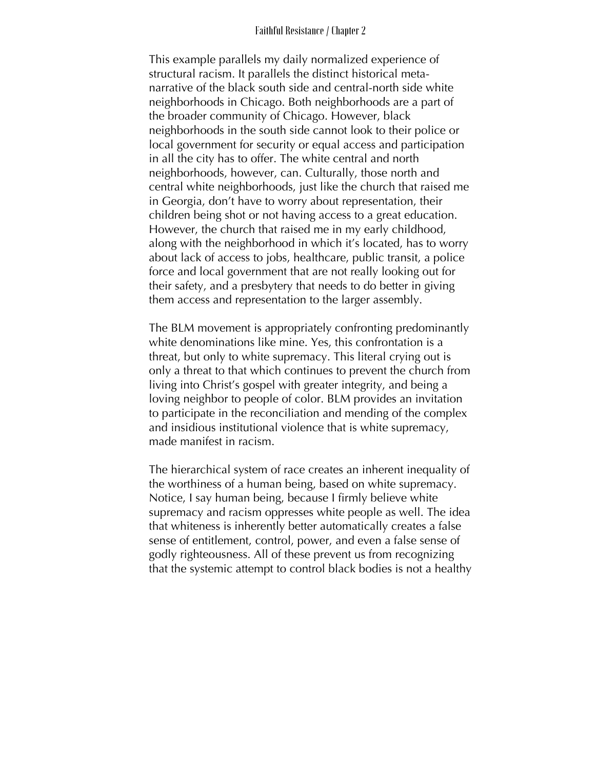This example parallels my daily normalized experience of structural racism. It parallels the distinct historical meta-narrative of the black south side and central-north side white neighborhoods in Chicago. Both neighborhoods are a part of the broader community of Chicago. However, black neighborhoods in the south side cannot look to their police or local government for security or equal access and participation in all the city has to offer. The white central and north neighborhoods, however, can. Culturally, those north and central white neighborhoods, just like the church that raised me in Georgia, don't have to worry about representation, their children being shot or not having access to a great education. However, the church that raised me in my early childhood, along with the neighborhood in which it's located, has to worry about lack of access to jobs, healthcare, public transit, a police force and local government that are not really looking out for their safety, and a presbytery that needs to do better in giving them access and representation to the larger assembly.

The BLM movement is appropriately confronting predominantly white denominations like mine. Yes, this confrontation is a threat, but only to white supremacy. This literal crying out is only a threat to that which continues to prevent the church from living into Christ's gospel with greater integrity, and being a loving neighbor to people of color. BLM provides an invitation to participate in the reconciliation and mending of the complex and insidious institutional violence that is white supremacy, made manifest in racism.

The hierarchical system of race creates an inherent inequality of the worthiness of a human being, based on white supremacy. Notice, I say human being, because I firmly believe white supremacy and racism oppresses white people as well. The idea that whiteness is inherently better automatically creates a false sense of entitlement, control, power, and even a false sense of godly righteousness. All of these prevent us from recognizing that the systemic attempt to control black bodies is not a healthy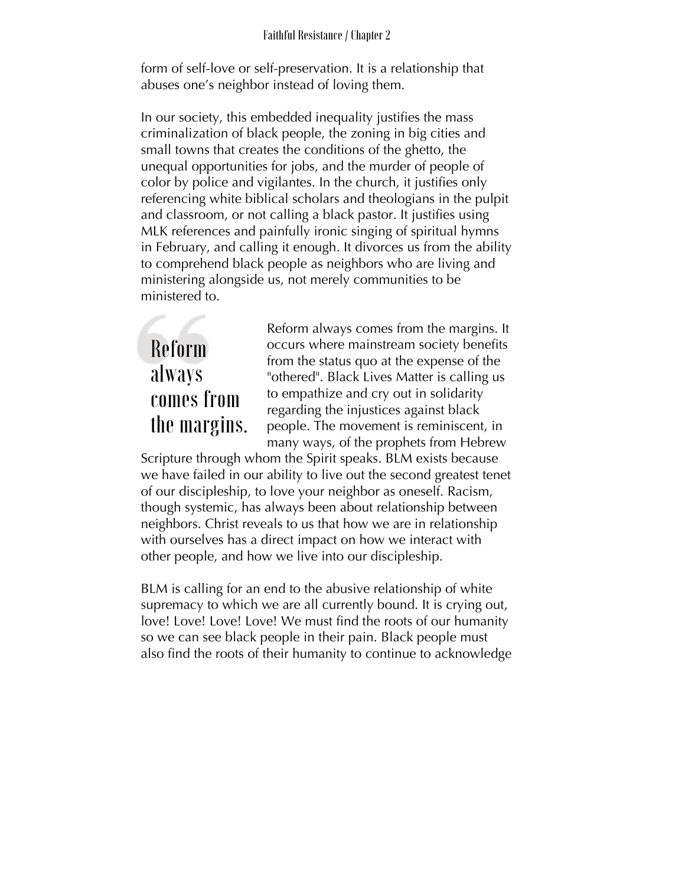form of self-love or self-preservation. It is a relationship that abuses one's neighbor instead of loving them.

In our society, this embedded inequality justifies the mass criminalization of black people, the zoning in big cities and small towns that creates the conditions of the ghetto, the unequal opportunities for jobs, and the murder of people of color by police and vigilantes. In the church, it justifies only referencing white biblical scholars and theologians in the pulpit and classroom, or not calling a black pastor. It justifies using MLK references and painfully ironic singing of spiritual hymns in February, and calling it enough. It divorces us from the ability to comprehend black people as neighbors who are living and ministering alongside us, not merely communities to be ministered to.

> Reform always comes from the margins.

Reform always comes from the margins. It occurs where mainstream society benefits from the status quo at the expense of the "othered". Black Lives Matter is calling us to empathize and cry out in solidarity regarding the injustices against black people. The movement is reminiscent, in many ways, of the prophets from Hebrew Scripture through whom the Spirit speaks. BLM exists because we have failed in our ability to live out the second greatest tenet of our discipleship, to love your neighbor as oneself. Racism, though systemic, has always been about relationship between neighbors. Christ reveals to us that how we are in relationship with ourselves has a direct impact on how we interact with other people, and how we live into our discipleship.

BLM is calling for an end to the abusive relationship of white supremacy to which we are all currently bound. It is crying out, love! Love! Love! Love! We must find the roots of our humanity so we can see black people in their pain. Black people must also find the roots of their humanity to continue to acknowledge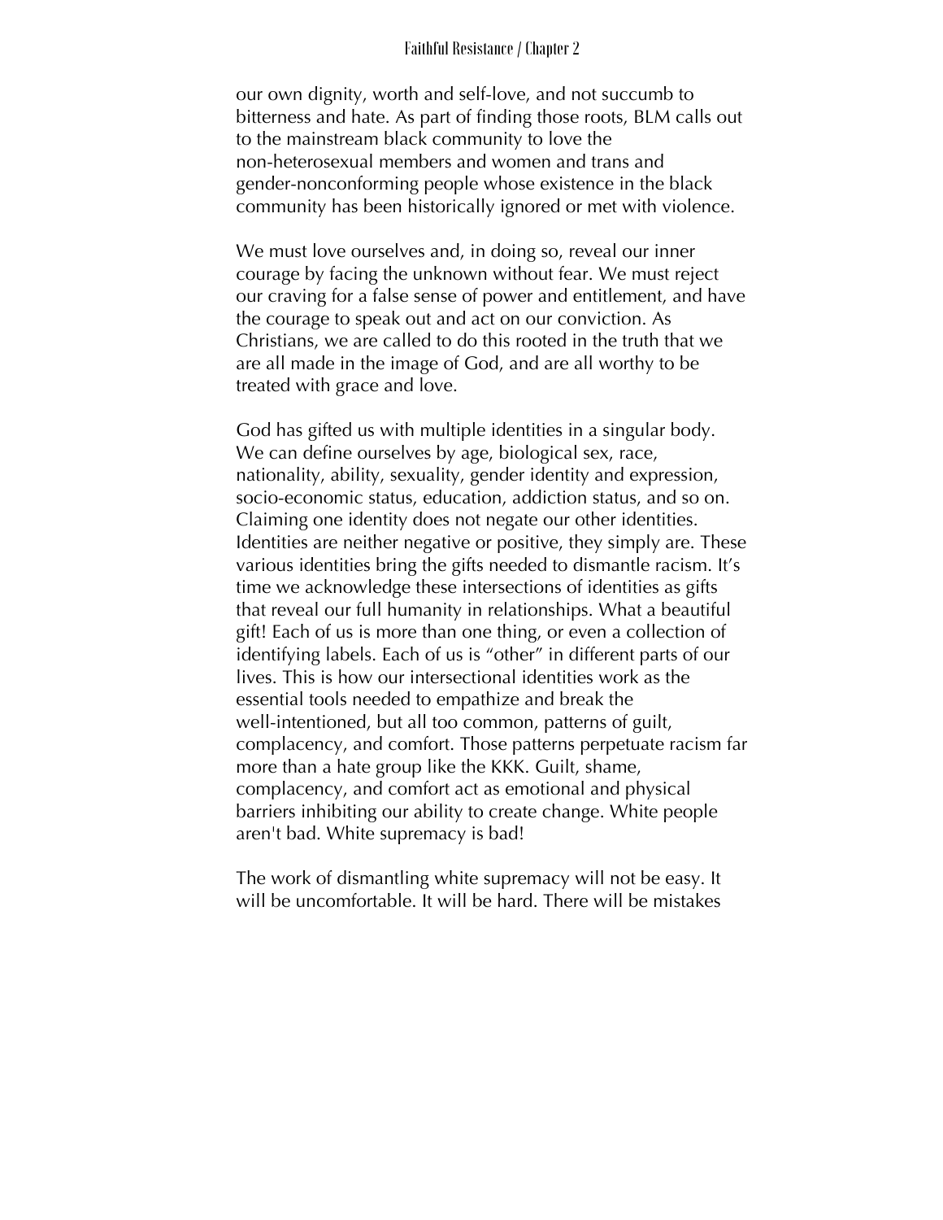our own dignity, worth and self-love, and not succumb to bitterness and hate. As part of finding those roots, BLM calls out to the mainstream black community to love the non-heterosexual members and women and trans and gender-nonconforming people whose existence in the black community has been historically ignored or met with violence.

We must love ourselves and, in doing so, reveal our inner courage by facing the unknown without fear. We must reject our craving for a false sense of power and entitlement, and have the courage to speak out and act on our conviction. As Christians, we are called to do this rooted in the truth that we are all made in the image of God, and are all worthy to be treated with grace and love.

God has gifted us with multiple identities in a singular body. We can define ourselves by age, biological sex, race, nationality, ability, sexuality, gender identity and expression, socio-economic status, education, addiction status, and so on. Claiming one identity does not negate our other identities. Identities are neither negative or positive, they simply are. These various identities bring the gifts needed to dismantle racism. It's time we acknowledge these intersections of identities as gifts that reveal our full humanity in relationships. What a beautiful gift! Each of us is more than one thing, or even a collection of identifying labels. Each of us is "other" in different parts of our lives. This is how our intersectional identities work as the essential tools needed to empathize and break the well-intentioned, but all too common, patterns of guilt, complacency, and comfort. Those patterns perpetuate racism far more than a hate group like the KKK. Guilt, shame, complacency, and comfort act as emotional and physical barriers inhibiting our ability to create change. White people aren't bad. White supremacy is bad!

The work of dismantling white supremacy will not be easy. It will be uncomfortable. It will be hard. There will be mistakes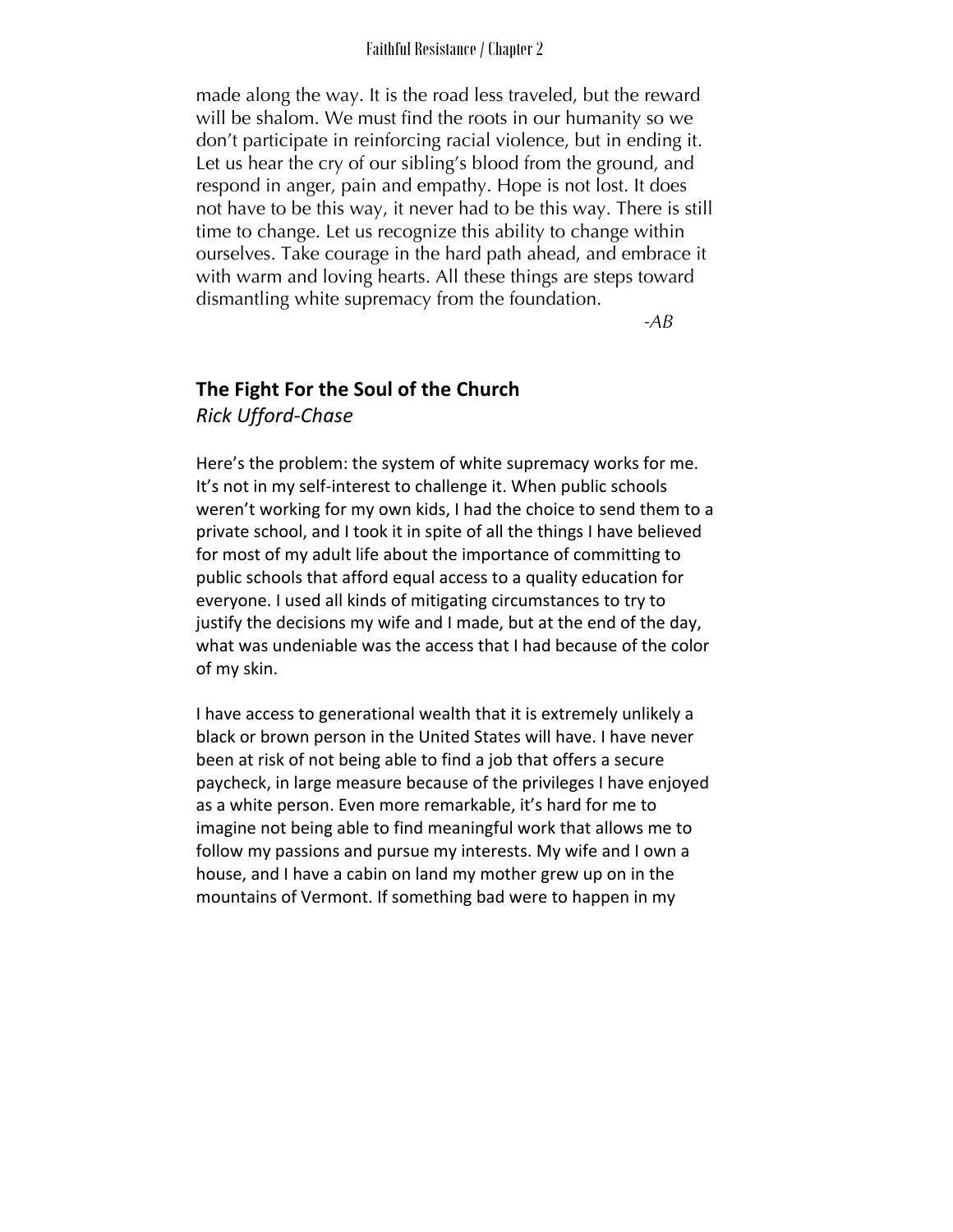made along the way. It is the road less traveled, but the reward will be shalom. We must find the roots in our humanity so we don't participate in reinforcing racial violence, but in ending it. Let us hear the cry of our sibling's blood from the ground, and respond in anger, pain and empathy. Hope is not lost. It does not have to be this way, it never had to be this way. There is still time to change. Let us recognize this ability to change within ourselves. Take courage in the hard path ahead, and embrace it with warm and loving hearts. All these things are steps toward dismantling white supremacy from the foundation.

*-AB*

## The Fight For the Soul of the Church

*Rick Ufford-Chase*

Here's the problem: the system of white supremacy works for me. It's not in my self-interest to challenge it. When public schools weren't working for my own kids, I had the choice to send them to a private school, and I took it in spite of all the things I have believed for most of my adult life about the importance of committing to public schools that afford equal access to a quality education for everyone. I used all kinds of mitigating circumstances to try to justify the decisions my wife and I made, but at the end of the day, what was undeniable was the access that I had because of the color of my skin.

I have access to generational wealth that it is extremely unlikely a black or brown person in the United States will have. I have never been at risk of not being able to find a job that offers a secure paycheck, in large measure because of the privileges I have enjoyed as a white person. Even more remarkable, it's hard for me to imagine not being able to find meaningful work that allows me to follow my passions and pursue my interests. My wife and I own a house, and I have a cabin on land my mother grew up on in the mountains of Vermont. If something bad were to happen in my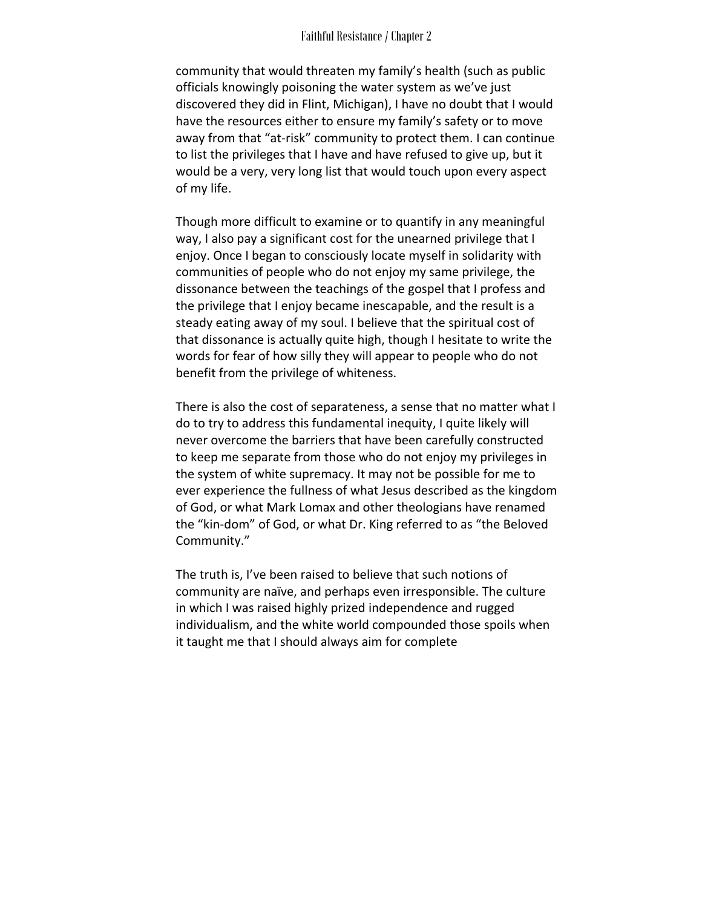community that would threaten my family's health (such as public officials knowingly poisoning the water system as we've just discovered they did in Flint, Michigan), I have no doubt that I would have the resources either to ensure my family's safety or to move away from that "at-risk" community to protect them. I can continue to list the privileges that I have and have refused to give up, but it would be a very, very long list that would touch upon every aspect of my life.

Though more difficult to examine or to quantify in any meaningful way, I also pay a significant cost for the unearned privilege that I enjoy. Once I began to consciously locate myself in solidarity with communities of people who do not enjoy my same privilege, the dissonance between the teachings of the gospel that I profess and the privilege that I enjoy became inescapable, and the result is a steady eating away of my soul. I believe that the spiritual cost of that dissonance is actually quite high, though I hesitate to write the words for fear of how silly they will appear to people who do not benefit from the privilege of whiteness.

There is also the cost of separateness, a sense that no matter what I do to try to address this fundamental inequity, I quite likely will never overcome the barriers that have been carefully constructed to keep me separate from those who do not enjoy my privileges in the system of white supremacy. It may not be possible for me to ever experience the fullness of what Jesus described as the kingdom of God, or what Mark Lomax and other theologians have renamed the "kin-dom" of God, or what Dr. King referred to as "the Beloved Community."

The truth is, I've been raised to believe that such notions of community are naïve, and perhaps even irresponsible. The culture in which I was raised highly prized independence and rugged individualism, and the white world compounded those spoils when it taught me that I should always aim for complete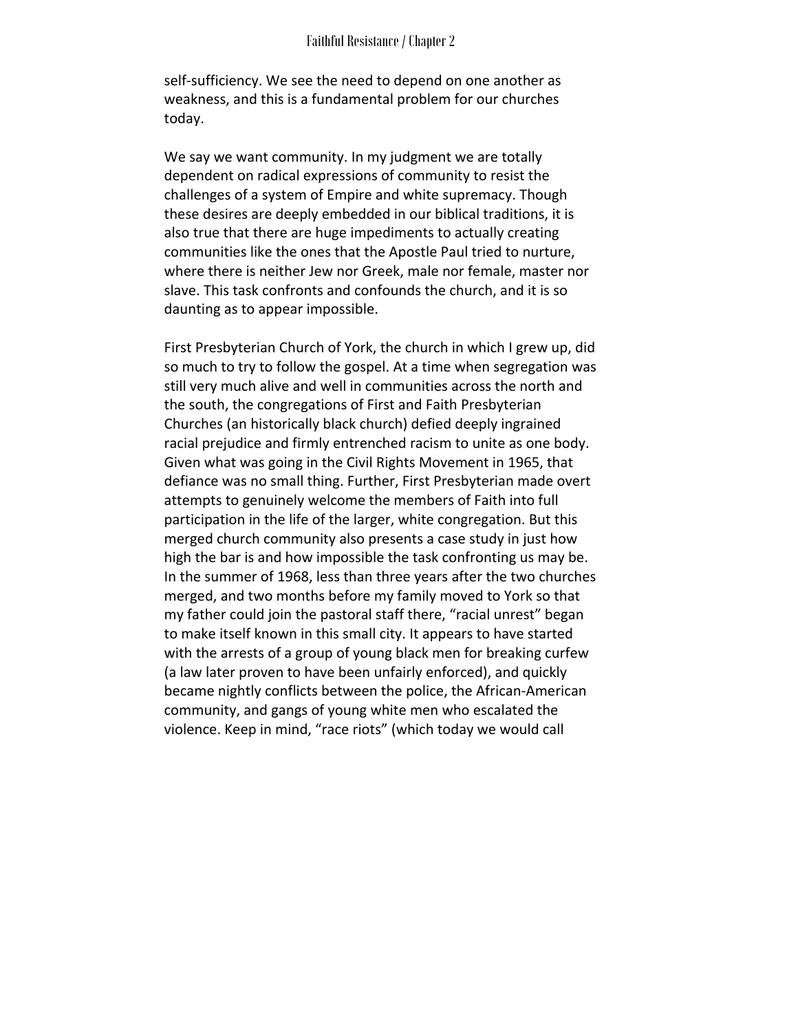self-sufficiency. We see the need to depend on one another as weakness, and this is a fundamental problem for our churches today.

We say we want community. In my judgment we are totally dependent on radical expressions of community to resist the challenges of a system of Empire and white supremacy. Though these desires are deeply embedded in our biblical traditions, it is also true that there are huge impediments to actually creating communities like the ones that the Apostle Paul tried to nurture, where there is neither Jew nor Greek, male nor female, master nor slave. This task confronts and confounds the church, and it is so daunting as to appear impossible.

First Presbyterian Church of York, the church in which I grew up, did so much to try to follow the gospel. At a time when segregation was still very much alive and well in communities across the north and the south, the congregations of First and Faith Presbyterian Churches (an historically black church) defied deeply ingrained racial prejudice and firmly entrenched racism to unite as one body. Given what was going in the Civil Rights Movement in 1965, that defiance was no small thing. Further, First Presbyterian made overt attempts to genuinely welcome the members of Faith into full participation in the life of the larger, white congregation. But this merged church community also presents a case study in just how high the bar is and how impossible the task confronting us may be. In the summer of 1968, less than three years after the two churches merged, and two months before my family moved to York so that my father could join the pastoral staff there, "racial unrest" began to make itself known in this small city. It appears to have started with the arrests of a group of young black men for breaking curfew (a law later proven to have been unfairly enforced), and quickly became nightly conflicts between the police, the African-American community, and gangs of young white men who escalated the violence. Keep in mind, "race riots" (which today we would call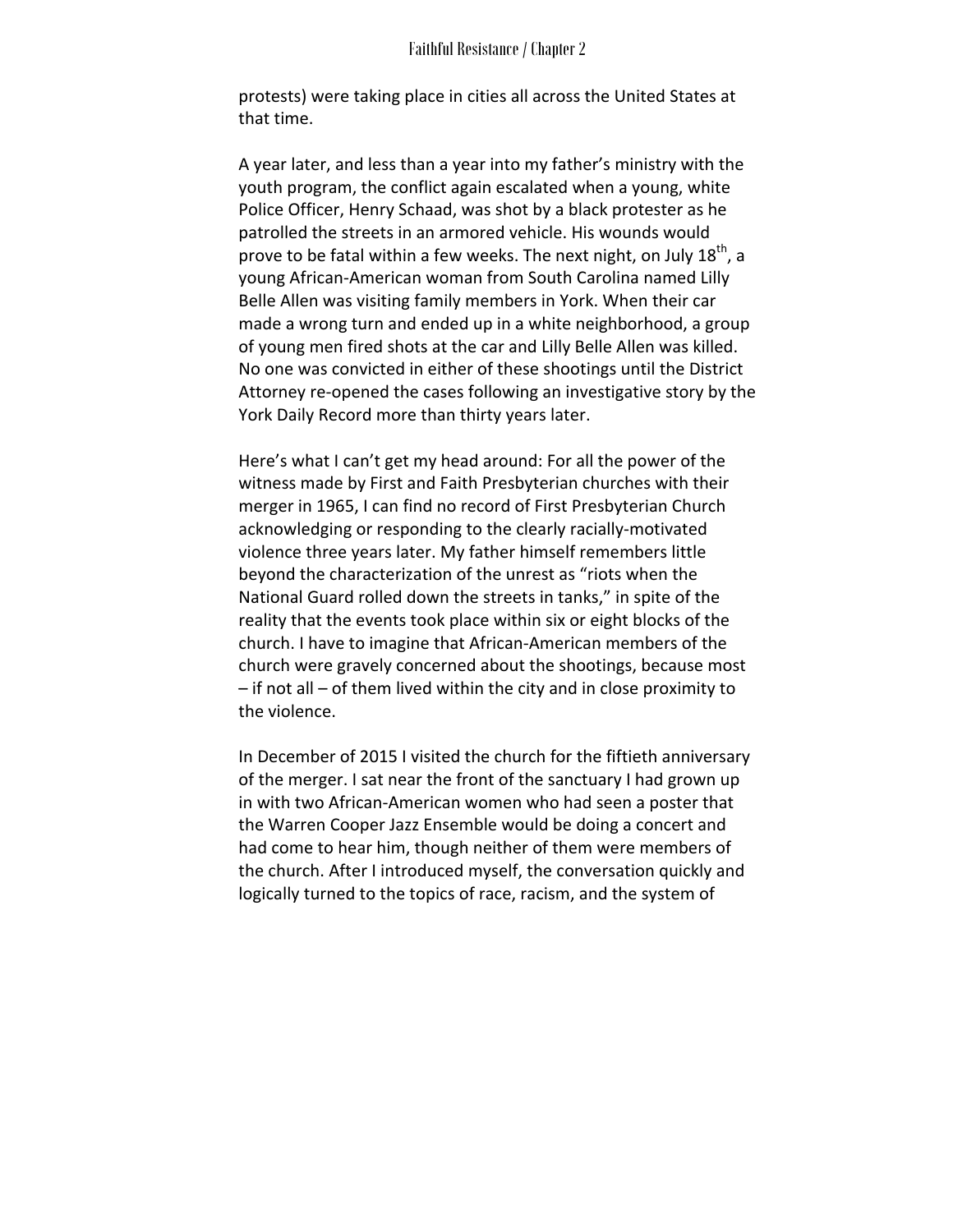protests) were taking place in cities all across the United States at that time.

A year later, and less than a year into my father's ministry with the youth program, the conflict again escalated when a young, white Police Officer, Henry Schaad, was shot by a black protester as he patrolled the streets in an armored vehicle. His wounds would prove to be fatal within a few weeks. The next night, on July 18th, a young African-American woman from South Carolina named Lilly Belle Allen was visiting family members in York. When their car made a wrong turn and ended up in a white neighborhood, a group of young men fired shots at the car and Lilly Belle Allen was killed. No one was convicted in either of these shootings until the District Attorney re-opened the cases following an investigative story by the York Daily Record more than thirty years later.

Here's what I can't get my head around: For all the power of the witness made by First and Faith Presbyterian churches with their merger in 1965, I can find no record of First Presbyterian Church acknowledging or responding to the clearly racially-motivated violence three years later. My father himself remembers little beyond the characterization of the unrest as "riots when the National Guard rolled down the streets in tanks," in spite of the reality that the events took place within six or eight blocks of the church. I have to imagine that African-American members of the church were gravely concerned about the shootings, because most – if not all – of them lived within the city and in close proximity to the violence.

In December of 2015 I visited the church for the fiftieth anniversary of the merger. I sat near the front of the sanctuary I had grown up in with two African-American women who had seen a poster that the Warren Cooper Jazz Ensemble would be doing a concert and had come to hear him, though neither of them were members of the church. After I introduced myself, the conversation quickly and logically turned to the topics of race, racism, and the system of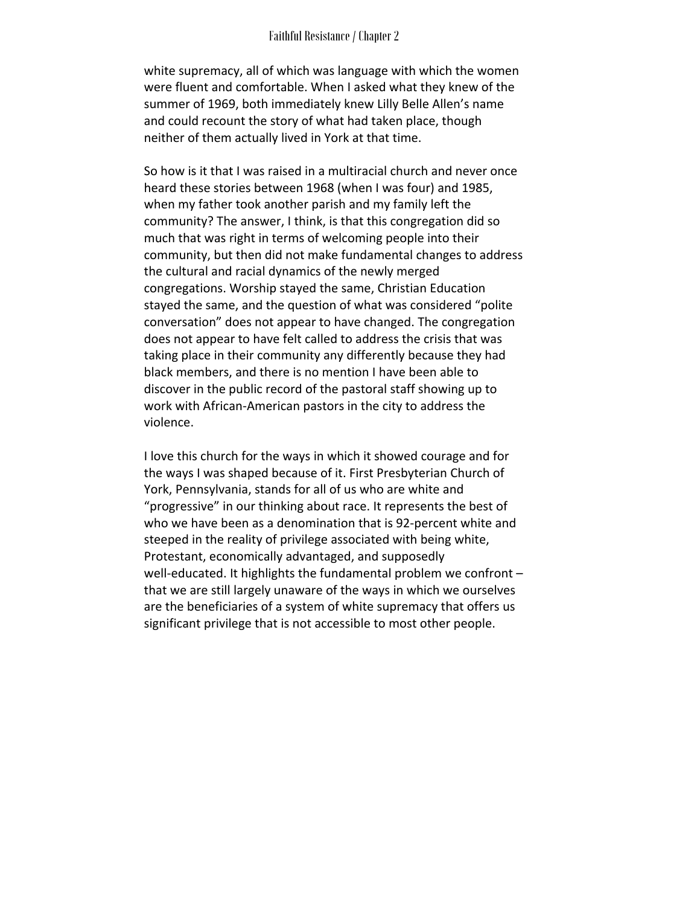white supremacy, all of which was language with which the women were fluent and comfortable. When I asked what they knew of the summer of 1969, both immediately knew Lilly Belle Allen's name and could recount the story of what had taken place, though neither of them actually lived in York at that time.

So how is it that I was raised in a multiracial church and never once heard these stories between 1968 (when I was four) and 1985, when my father took another parish and my family left the community? The answer, I think, is that this congregation did so much that was right in terms of welcoming people into their community, but then did not make fundamental changes to address the cultural and racial dynamics of the newly merged congregations. Worship stayed the same, Christian Education stayed the same, and the question of what was considered "polite conversation" does not appear to have changed. The congregation does not appear to have felt called to address the crisis that was taking place in their community any differently because they had black members, and there is no mention I have been able to discover in the public record of the pastoral staff showing up to work with African-American pastors in the city to address the violence.

I love this church for the ways in which it showed courage and for the ways I was shaped because of it. First Presbyterian Church of York, Pennsylvania, stands for all of us who are white and "progressive" in our thinking about race. It represents the best of who we have been as a denomination that is 92-percent white and steeped in the reality of privilege associated with being white, Protestant, economically advantaged, and supposedly well-educated. It highlights the fundamental problem we confront – that we are still largely unaware of the ways in which we ourselves are the beneficiaries of a system of white supremacy that offers us significant privilege that is not accessible to most other people.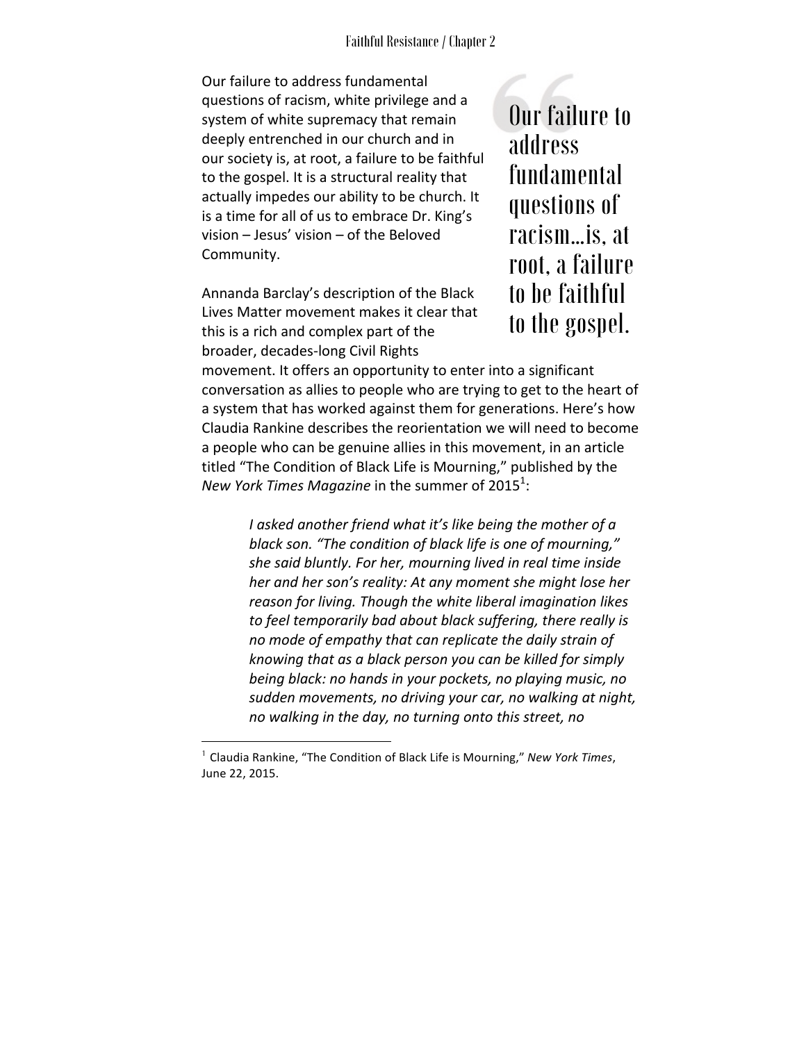Our failure to address fundamental questions of racism, white privilege and a system of white supremacy that remain deeply entrenched in our church and in our society is, at root, a failure to be faithful to the gospel. It is a structural reality that actually impedes our ability to be church. It is a time for all of us to embrace Dr. King's vision – Jesus' vision – of the Beloved Community.

> Our failure to address fundamental questions of racism…is, at root, a failure to be faithful to the gospel.

Annanda Barclay's description of the Black Lives Matter movement makes it clear that this is a rich and complex part of the broader, decades-long Civil Rights movement. It offers an opportunity to enter into a significant conversation as allies to people who are trying to get to the heart of a system that has worked against them for generations. Here's how Claudia Rankine describes the reorientation we will need to become a people who can be genuine allies in this movement, in an article titled "The Condition of Black Life is Mourning," published by the *New York Times Magazine* in the summer of 2015[1]:

> *I asked another friend what it's like being the mother of a black son. "The condition of black life is one of mourning," she said bluntly. For her, mourning lived in real time inside her and her son's reality: At any moment she might lose her reason for living. Though the white liberal imagination likes to feel temporarily bad about black suffering, there really is no mode of empathy that can replicate the daily strain of knowing that as a black person you can be killed for simply being black: no hands in your pockets, no playing music, no sudden movements, no driving your car, no walking at night, no walking in the day, no turning onto this street, no*

---

[1] Claudia Rankine, "The Condition of Black Life is Mourning," *New York Times*, June 22, 2015.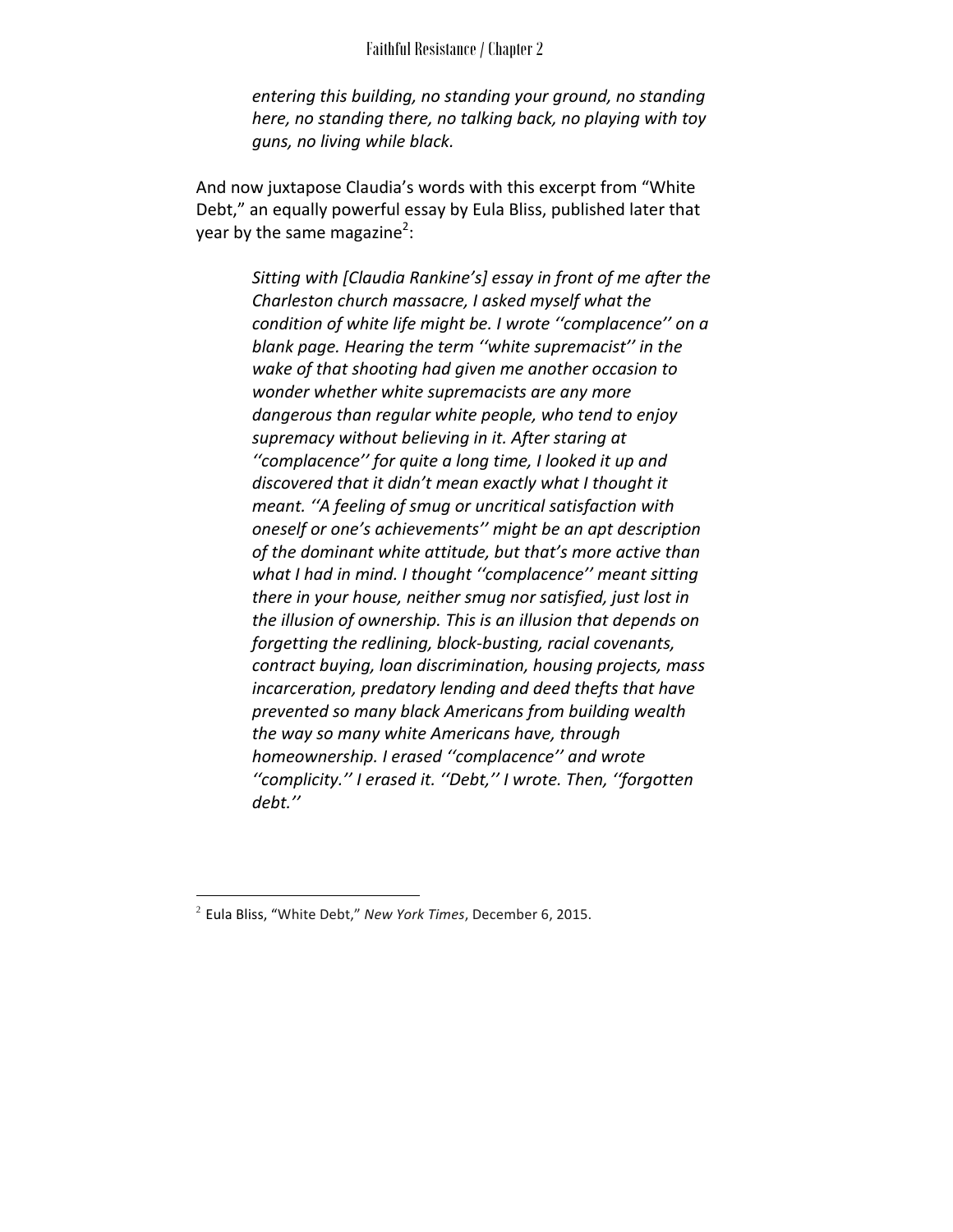> *entering this building, no standing your ground, no standing here, no standing there, no talking back, no playing with toy guns, no living while black.*

And now juxtapose Claudia's words with this excerpt from "White Debt," an equally powerful essay by Eula Bliss, published later that year by the same magazine[2]:

> *Sitting with [Claudia Rankine's] essay in front of me after the Charleston church massacre, I asked myself what the condition of white life might be. I wrote ''complacence'' on a blank page. Hearing the term ''white supremacist'' in the wake of that shooting had given me another occasion to wonder whether white supremacists are any more dangerous than regular white people, who tend to enjoy supremacy without believing in it. After staring at ''complacence'' for quite a long time, I looked it up and discovered that it didn't mean exactly what I thought it meant. ''A feeling of smug or uncritical satisfaction with oneself or one's achievements'' might be an apt description of the dominant white attitude, but that's more active than what I had in mind. I thought ''complacence'' meant sitting there in your house, neither smug nor satisfied, just lost in the illusion of ownership. This is an illusion that depends on forgetting the redlining, block-busting, racial covenants, contract buying, loan discrimination, housing projects, mass incarceration, predatory lending and deed thefts that have prevented so many black Americans from building wealth the way so many white Americans have, through homeownership. I erased ''complacence'' and wrote ''complicity.'' I erased it. ''Debt,'' I wrote. Then, ''forgotten debt.''*

---

[2] Eula Bliss, "White Debt," *New York Times*, December 6, 2015.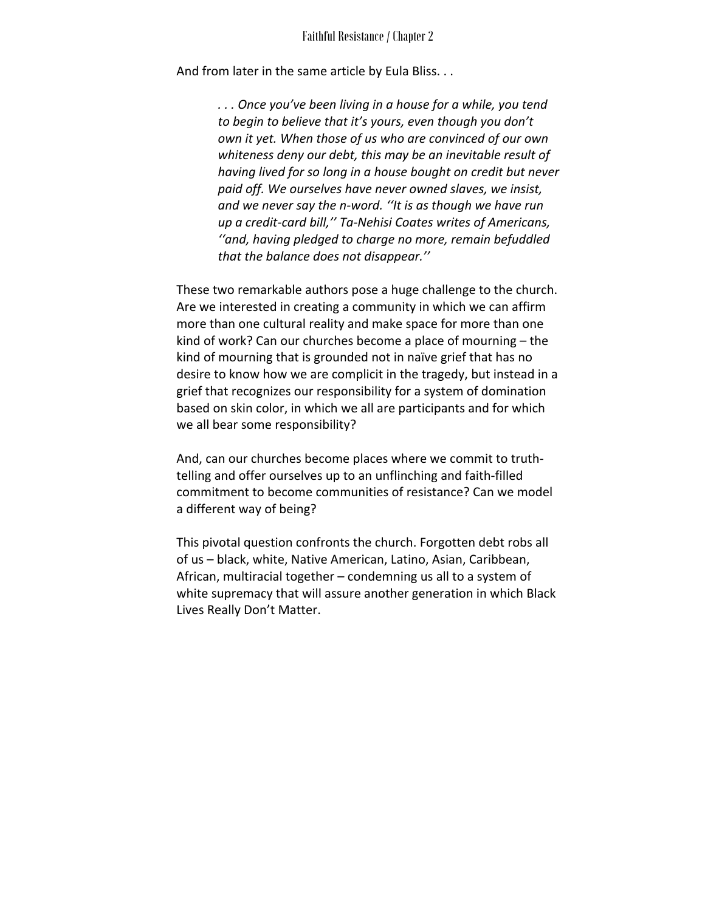And from later in the same article by Eula Bliss. . .

> *. . . Once you've been living in a house for a while, you tend to begin to believe that it's yours, even though you don't own it yet. When those of us who are convinced of our own whiteness deny our debt, this may be an inevitable result of having lived for so long in a house bought on credit but never paid off. We ourselves have never owned slaves, we insist, and we never say the n-word. ''It is as though we have run up a credit-card bill,'' Ta-Nehisi Coates writes of Americans, ''and, having pledged to charge no more, remain befuddled that the balance does not disappear.''*

These two remarkable authors pose a huge challenge to the church. Are we interested in creating a community in which we can affirm more than one cultural reality and make space for more than one kind of work? Can our churches become a place of mourning – the kind of mourning that is grounded not in naïve grief that has no desire to know how we are complicit in the tragedy, but instead in a grief that recognizes our responsibility for a system of domination based on skin color, in which we all are participants and for which we all bear some responsibility?

And, can our churches become places where we commit to truth-telling and offer ourselves up to an unflinching and faith-filled commitment to become communities of resistance? Can we model a different way of being?

This pivotal question confronts the church. Forgotten debt robs all of us – black, white, Native American, Latino, Asian, Caribbean, African, multiracial together – condemning us all to a system of white supremacy that will assure another generation in which Black Lives Really Don't Matter.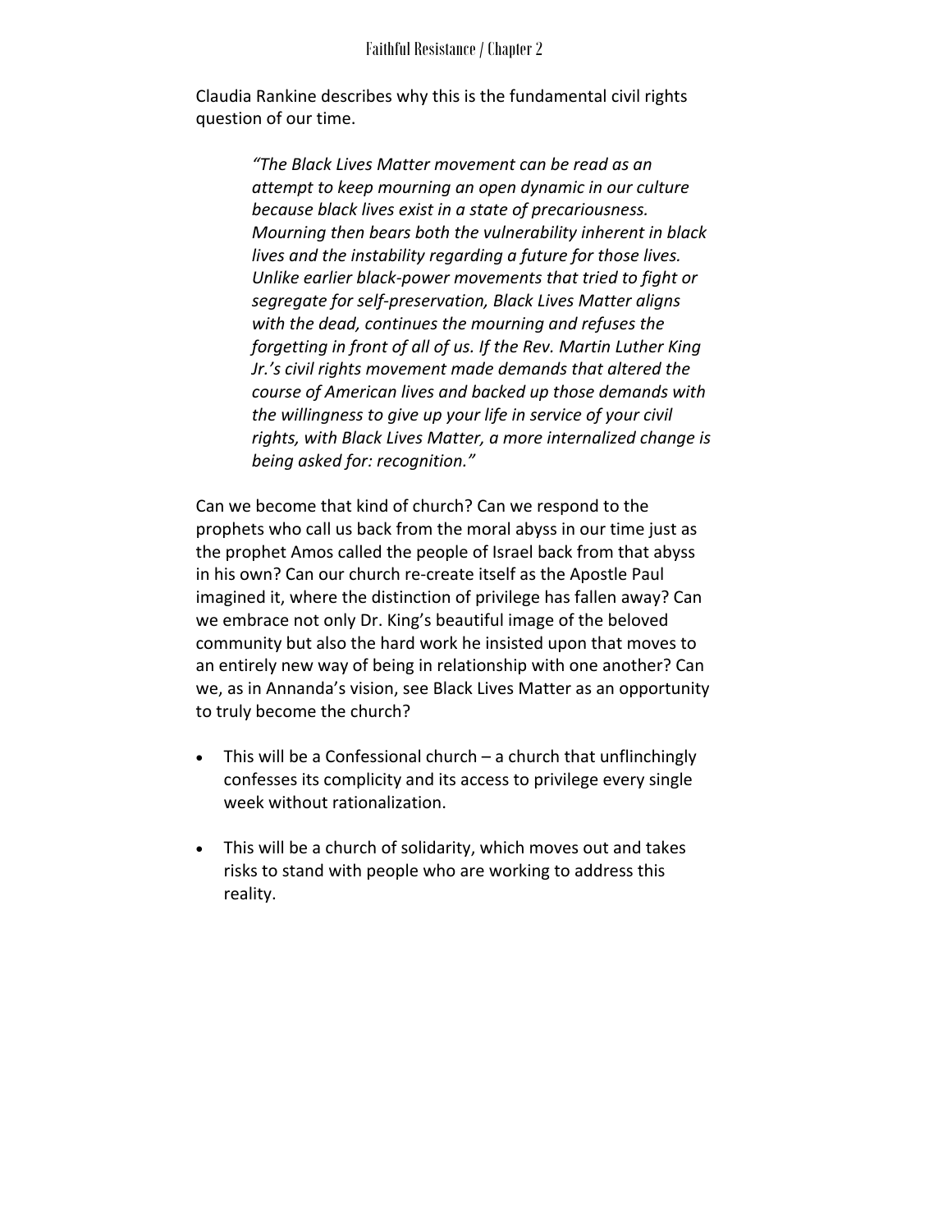Claudia Rankine describes why this is the fundamental civil rights question of our time.

> *"The Black Lives Matter movement can be read as an attempt to keep mourning an open dynamic in our culture because black lives exist in a state of precariousness. Mourning then bears both the vulnerability inherent in black lives and the instability regarding a future for those lives. Unlike earlier black-power movements that tried to fight or segregate for self-preservation, Black Lives Matter aligns with the dead, continues the mourning and refuses the forgetting in front of all of us. If the Rev. Martin Luther King Jr.'s civil rights movement made demands that altered the course of American lives and backed up those demands with the willingness to give up your life in service of your civil rights, with Black Lives Matter, a more internalized change is being asked for: recognition."*

Can we become that kind of church? Can we respond to the prophets who call us back from the moral abyss in our time just as the prophet Amos called the people of Israel back from that abyss in his own? Can our church re-create itself as the Apostle Paul imagined it, where the distinction of privilege has fallen away? Can we embrace not only Dr. King's beautiful image of the beloved community but also the hard work he insisted upon that moves to an entirely new way of being in relationship with one another? Can we, as in Annanda's vision, see Black Lives Matter as an opportunity to truly become the church?

- This will be a Confessional church – a church that unflinchingly confesses its complicity and its access to privilege every single week without rationalization.
- This will be a church of solidarity, which moves out and takes risks to stand with people who are working to address this reality.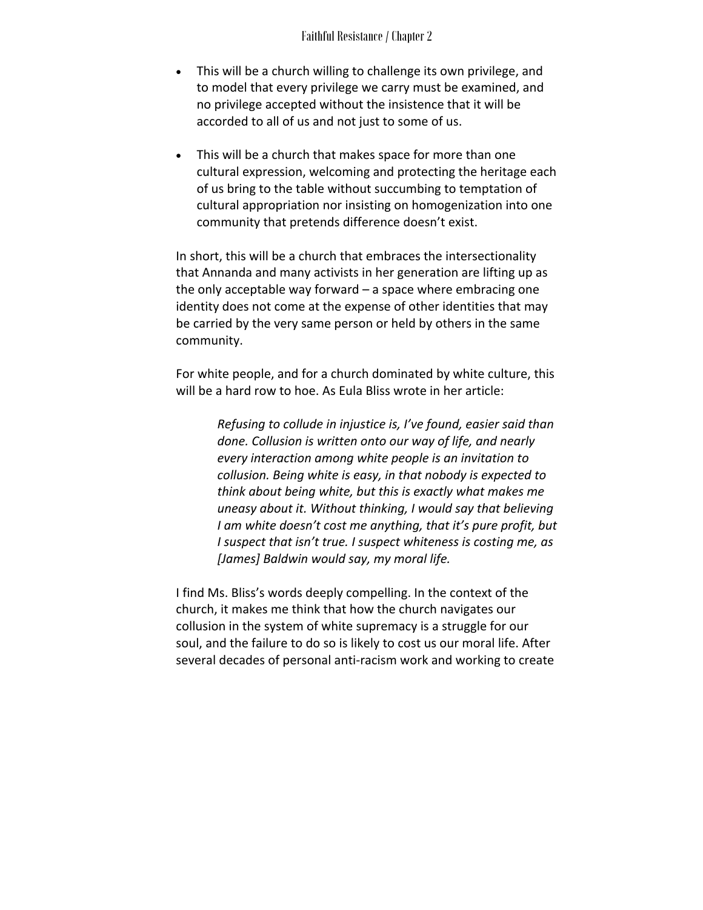- This will be a church willing to challenge its own privilege, and to model that every privilege we carry must be examined, and no privilege accepted without the insistence that it will be accorded to all of us and not just to some of us.

- This will be a church that makes space for more than one cultural expression, welcoming and protecting the heritage each of us bring to the table without succumbing to temptation of cultural appropriation nor insisting on homogenization into one community that pretends difference doesn't exist.

In short, this will be a church that embraces the intersectionality that Annanda and many activists in her generation are lifting up as the only acceptable way forward – a space where embracing one identity does not come at the expense of other identities that may be carried by the very same person or held by others in the same community.

For white people, and for a church dominated by white culture, this will be a hard row to hoe. As Eula Bliss wrote in her article:

> *Refusing to collude in injustice is, I've found, easier said than done. Collusion is written onto our way of life, and nearly every interaction among white people is an invitation to collusion. Being white is easy, in that nobody is expected to think about being white, but this is exactly what makes me uneasy about it. Without thinking, I would say that believing I am white doesn't cost me anything, that it's pure profit, but I suspect that isn't true. I suspect whiteness is costing me, as [James] Baldwin would say, my moral life.*

I find Ms. Bliss's words deeply compelling. In the context of the church, it makes me think that how the church navigates our collusion in the system of white supremacy is a struggle for our soul, and the failure to do so is likely to cost us our moral life. After several decades of personal anti-racism work and working to create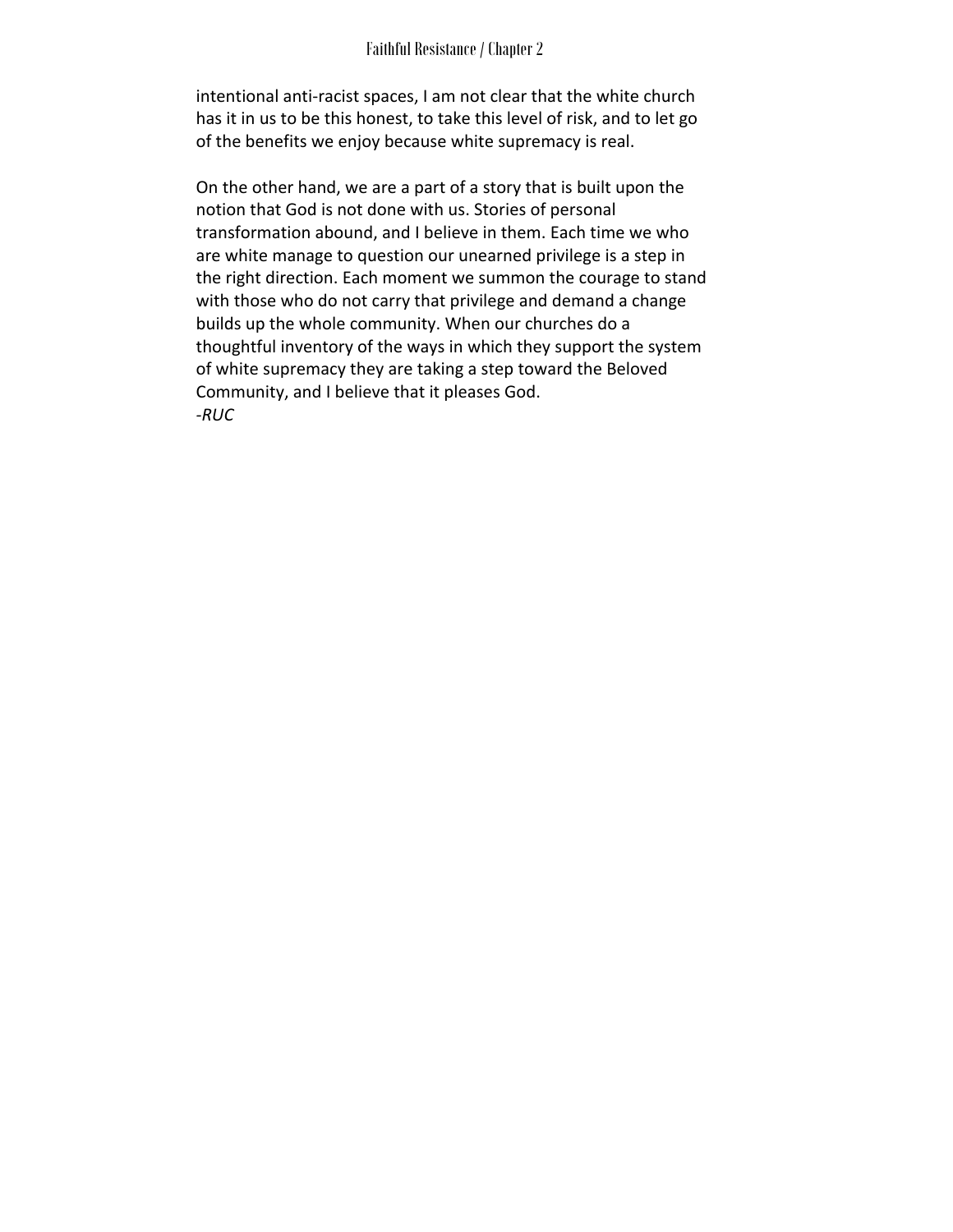intentional anti-racist spaces, I am not clear that the white church has it in us to be this honest, to take this level of risk, and to let go of the benefits we enjoy because white supremacy is real.

On the other hand, we are a part of a story that is built upon the notion that God is not done with us. Stories of personal transformation abound, and I believe in them. Each time we who are white manage to question our unearned privilege is a step in the right direction. Each moment we summon the courage to stand with those who do not carry that privilege and demand a change builds up the whole community. When our churches do a thoughtful inventory of the ways in which they support the system of white supremacy they are taking a step toward the Beloved Community, and I believe that it pleases God.
*-RUC*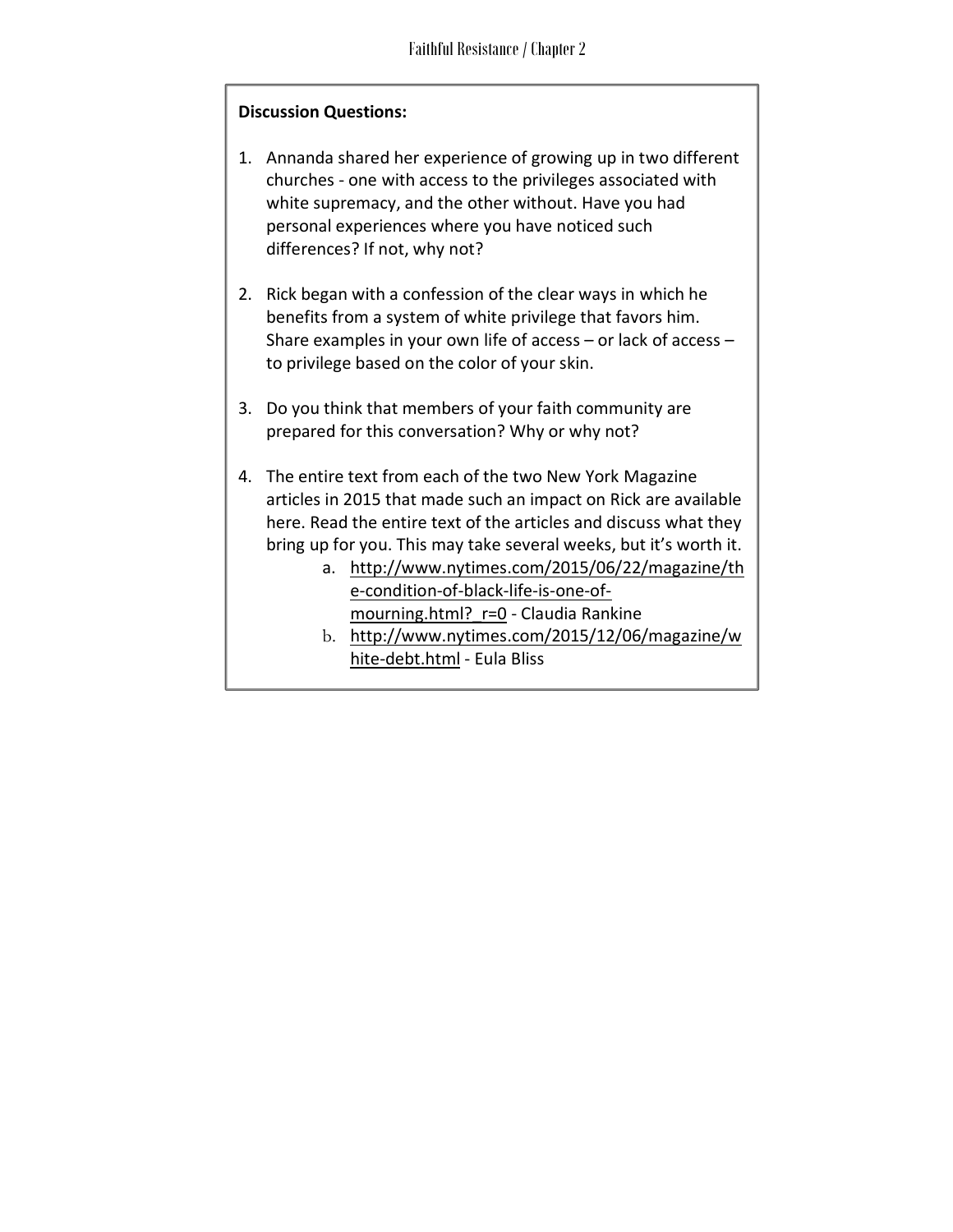**Discussion Questions:**

1. Annanda shared her experience of growing up in two different churches - one with access to the privileges associated with white supremacy, and the other without. Have you had personal experiences where you have noticed such differences? If not, why not?

2. Rick began with a confession of the clear ways in which he benefits from a system of white privilege that favors him. Share examples in your own life of access – or lack of access – to privilege based on the color of your skin.

3. Do you think that members of your faith community are prepared for this conversation? Why or why not?

4. The entire text from each of the two New York Magazine articles in 2015 that made such an impact on Rick are available here. Read the entire text of the articles and discuss what they bring up for you. This may take several weeks, but it's worth it.
   a. http://www.nytimes.com/2015/06/22/magazine/the-condition-of-black-life-is-one-of-mourning.html?_r=0 - Claudia Rankine
   b. http://www.nytimes.com/2015/12/06/magazine/white-debt.html - Eula Bliss